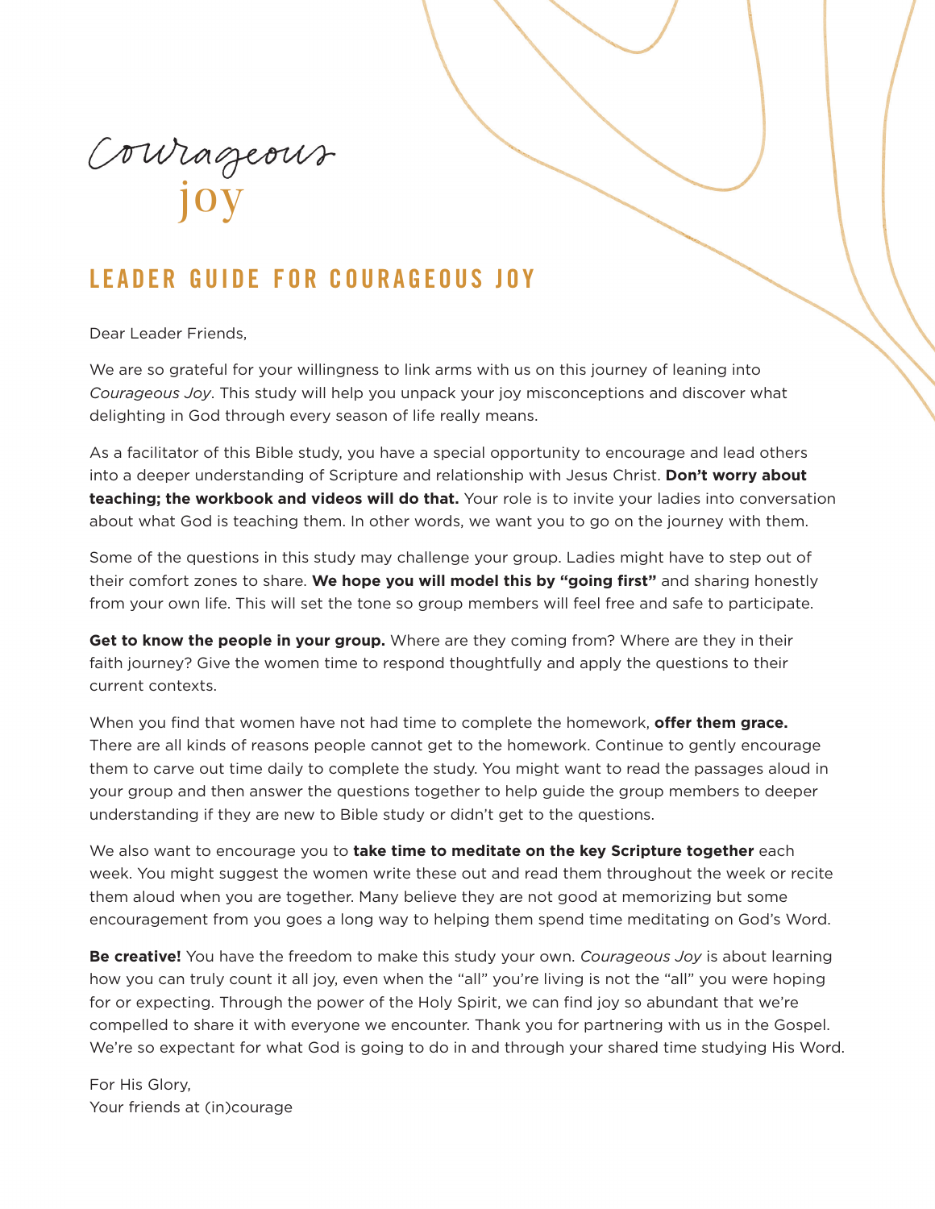Courageous joy

# LEADER GUIDE FOR COURAGEOUS JOY

Dear Leader Friends,

We are so grateful for your willingness to link arms with us on this journey of leaning into *Courageous Joy*. This study will help you unpack your joy misconceptions and discover what delighting in God through every season of life really means.

As a facilitator of this Bible study, you have a special opportunity to encourage and lead others into a deeper understanding of Scripture and relationship with Jesus Christ. **Don't worry about teaching; the workbook and videos will do that.** Your role is to invite your ladies into conversation about what God is teaching them. In other words, we want you to go on the journey with them.

Some of the questions in this study may challenge your group. Ladies might have to step out of their comfort zones to share. **We hope you will model this by "going first"** and sharing honestly from your own life. This will set the tone so group members will feel free and safe to participate.

**Get to know the people in your group.** Where are they coming from? Where are they in their faith journey? Give the women time to respond thoughtfully and apply the questions to their current contexts.

When you find that women have not had time to complete the homework, **offer them grace.** There are all kinds of reasons people cannot get to the homework. Continue to gently encourage them to carve out time daily to complete the study. You might want to read the passages aloud in your group and then answer the questions together to help guide the group members to deeper understanding if they are new to Bible study or didn't get to the questions.

We also want to encourage you to **take time to meditate on the key Scripture together** each week. You might suggest the women write these out and read them throughout the week or recite them aloud when you are together. Many believe they are not good at memorizing but some encouragement from you goes a long way to helping them spend time meditating on God's Word.

**Be creative!** You have the freedom to make this study your own. *Courageous Joy* is about learning how you can truly count it all joy, even when the "all" you're living is not the "all" you were hoping for or expecting. Through the power of the Holy Spirit, we can find joy so abundant that we're compelled to share it with everyone we encounter. Thank you for partnering with us in the Gospel. We're so expectant for what God is going to do in and through your shared time studying His Word.

For His Glory,
Your friends at (in)courage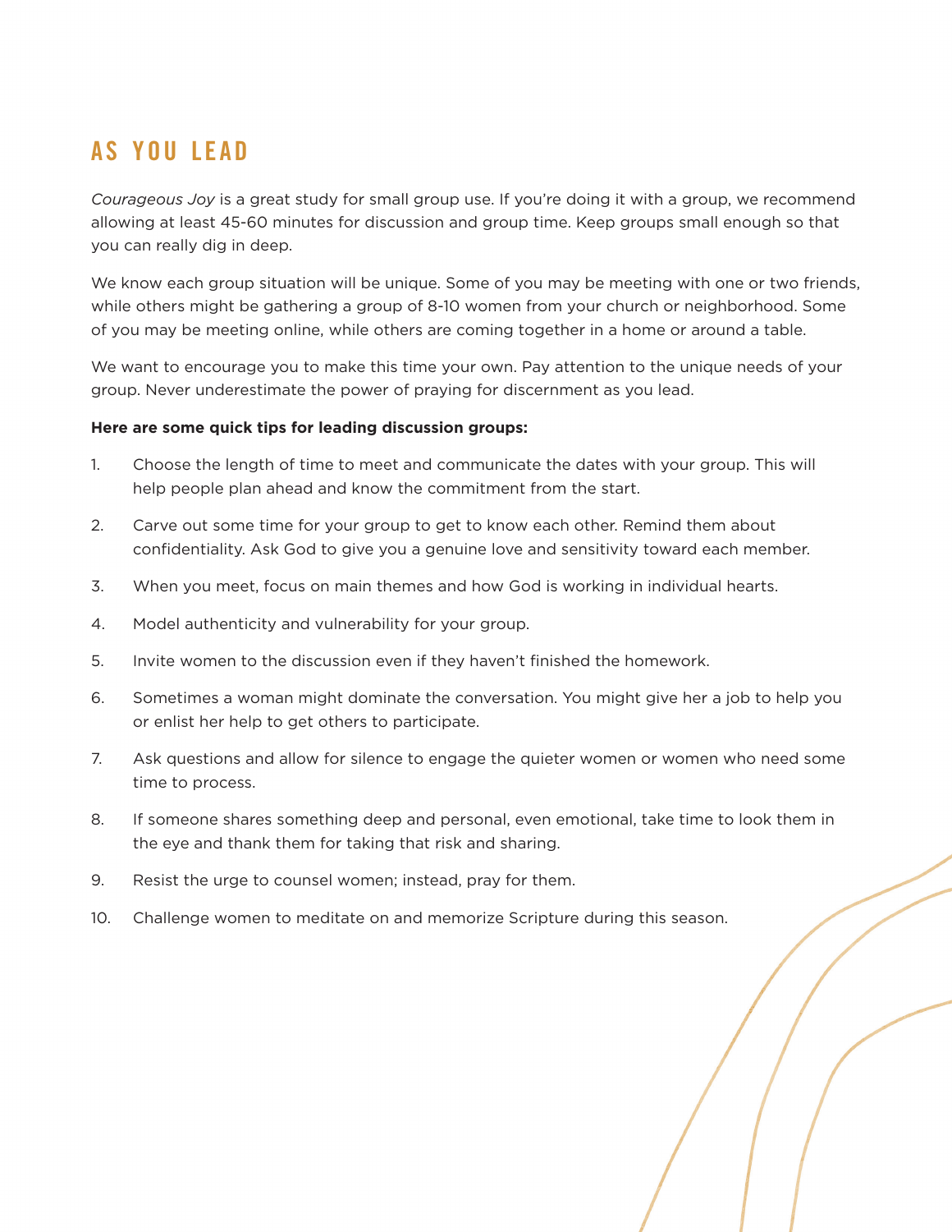# AS YOU LEAD

*Courageous Joy* is a great study for small group use. If you're doing it with a group, we recommend allowing at least 45-60 minutes for discussion and group time. Keep groups small enough so that you can really dig in deep.

We know each group situation will be unique. Some of you may be meeting with one or two friends, while others might be gathering a group of 8-10 women from your church or neighborhood. Some of you may be meeting online, while others are coming together in a home or around a table.

We want to encourage you to make this time your own. Pay attention to the unique needs of your group. Never underestimate the power of praying for discernment as you lead.

**Here are some quick tips for leading discussion groups:**

1. Choose the length of time to meet and communicate the dates with your group. This will help people plan ahead and know the commitment from the start.
2. Carve out some time for your group to get to know each other. Remind them about confidentiality. Ask God to give you a genuine love and sensitivity toward each member.
3. When you meet, focus on main themes and how God is working in individual hearts.
4. Model authenticity and vulnerability for your group.
5. Invite women to the discussion even if they haven't finished the homework.
6. Sometimes a woman might dominate the conversation. You might give her a job to help you or enlist her help to get others to participate.
7. Ask questions and allow for silence to engage the quieter women or women who need some time to process.
8. If someone shares something deep and personal, even emotional, take time to look them in the eye and thank them for taking that risk and sharing.
9. Resist the urge to counsel women; instead, pray for them.
10. Challenge women to meditate on and memorize Scripture during this season.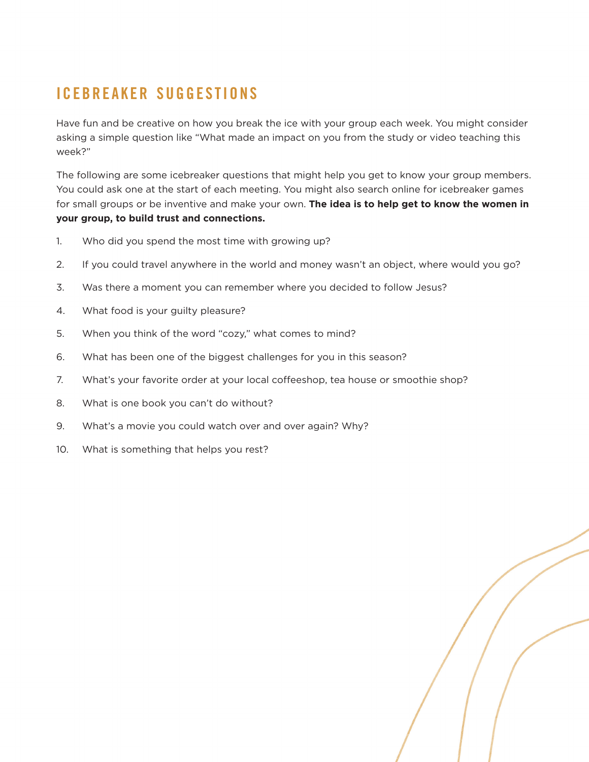## ICEBREAKER SUGGESTIONS

Have fun and be creative on how you break the ice with your group each week. You might consider asking a simple question like "What made an impact on you from the study or video teaching this week?"

The following are some icebreaker questions that might help you get to know your group members. You could ask one at the start of each meeting. You might also search online for icebreaker games for small groups or be inventive and make your own. **The idea is to help get to know the women in your group, to build trust and connections.**

1. Who did you spend the most time with growing up?
2. If you could travel anywhere in the world and money wasn't an object, where would you go?
3. Was there a moment you can remember where you decided to follow Jesus?
4. What food is your guilty pleasure?
5. When you think of the word "cozy," what comes to mind?
6. What has been one of the biggest challenges for you in this season?
7. What's your favorite order at your local coffeeshop, tea house or smoothie shop?
8. What is one book you can't do without?
9. What's a movie you could watch over and over again? Why?
10. What is something that helps you rest?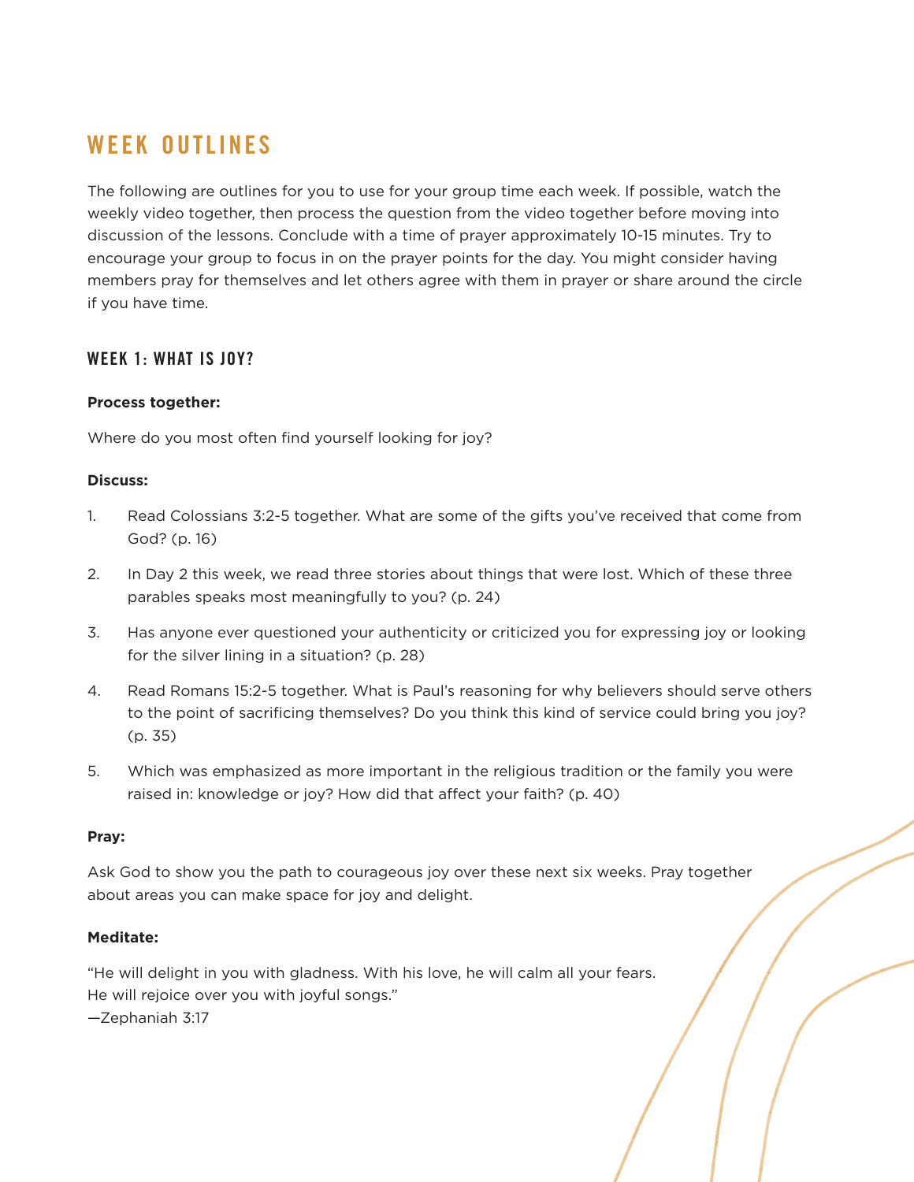# WEEK OUTLINES

The following are outlines for you to use for your group time each week. If possible, watch the weekly video together, then process the question from the video together before moving into discussion of the lessons. Conclude with a time of prayer approximately 10-15 minutes. Try to encourage your group to focus in on the prayer points for the day. You might consider having members pray for themselves and let others agree with them in prayer or share around the circle if you have time.

## WEEK 1: WHAT IS JOY?

**Process together:**

Where do you most often find yourself looking for joy?

**Discuss:**

1. Read Colossians 3:2-5 together. What are some of the gifts you've received that come from God? (p. 16)
2. In Day 2 this week, we read three stories about things that were lost. Which of these three parables speaks most meaningfully to you? (p. 24)
3. Has anyone ever questioned your authenticity or criticized you for expressing joy or looking for the silver lining in a situation? (p. 28)
4. Read Romans 15:2-5 together. What is Paul's reasoning for why believers should serve others to the point of sacrificing themselves? Do you think this kind of service could bring you joy? (p. 35)
5. Which was emphasized as more important in the religious tradition or the family you were raised in: knowledge or joy? How did that affect your faith? (p. 40)

**Pray:**

Ask God to show you the path to courageous joy over these next six weeks. Pray together about areas you can make space for joy and delight.

**Meditate:**

"He will delight in you with gladness. With his love, he will calm all your fears.
He will rejoice over you with joyful songs."
—Zephaniah 3:17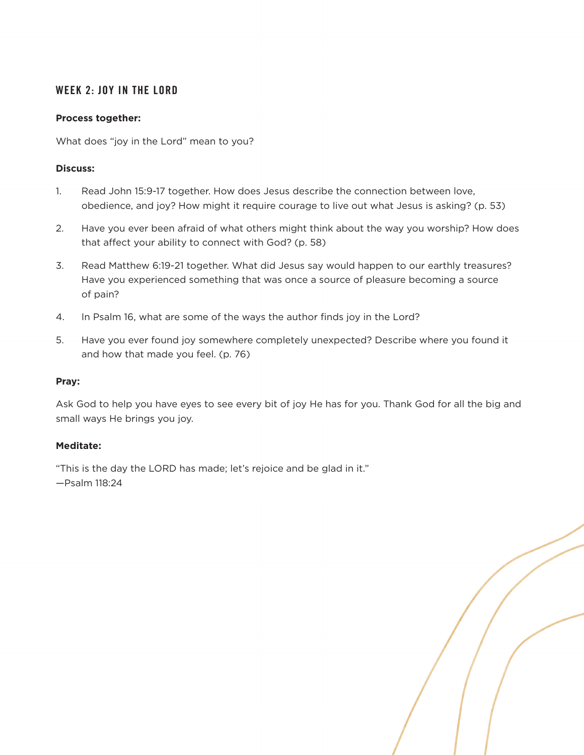## WEEK 2: JOY IN THE LORD

**Process together:**

What does "joy in the Lord" mean to you?

**Discuss:**

1. Read John 15:9-17 together. How does Jesus describe the connection between love, obedience, and joy? How might it require courage to live out what Jesus is asking? (p. 53)
2. Have you ever been afraid of what others might think about the way you worship? How does that affect your ability to connect with God? (p. 58)
3. Read Matthew 6:19-21 together. What did Jesus say would happen to our earthly treasures? Have you experienced something that was once a source of pleasure becoming a source of pain?
4. In Psalm 16, what are some of the ways the author finds joy in the Lord?
5. Have you ever found joy somewhere completely unexpected? Describe where you found it and how that made you feel. (p. 76)

**Pray:**

Ask God to help you have eyes to see every bit of joy He has for you. Thank God for all the big and small ways He brings you joy.

**Meditate:**

"This is the day the LORD has made; let's rejoice and be glad in it."
—Psalm 118:24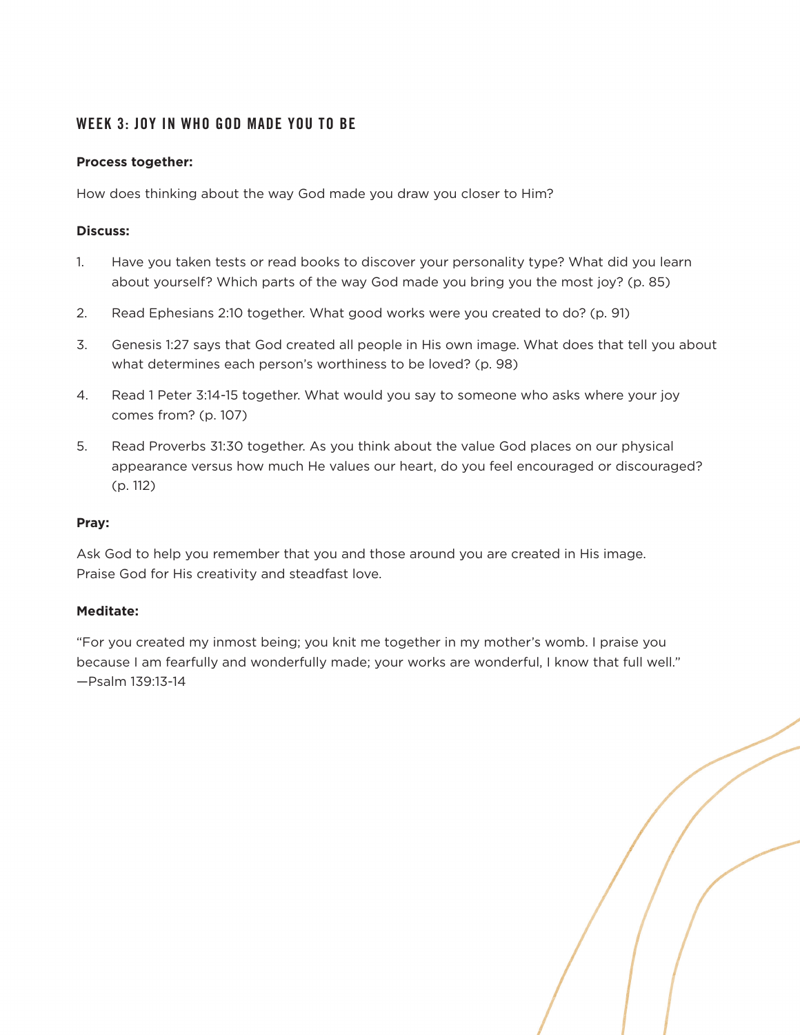## WEEK 3: JOY IN WHO GOD MADE YOU TO BE

**Process together:**

How does thinking about the way God made you draw you closer to Him?

**Discuss:**

1. Have you taken tests or read books to discover your personality type? What did you learn about yourself? Which parts of the way God made you bring you the most joy? (p. 85)
2. Read Ephesians 2:10 together. What good works were you created to do? (p. 91)
3. Genesis 1:27 says that God created all people in His own image. What does that tell you about what determines each person's worthiness to be loved? (p. 98)
4. Read 1 Peter 3:14-15 together. What would you say to someone who asks where your joy comes from? (p. 107)
5. Read Proverbs 31:30 together. As you think about the value God places on our physical appearance versus how much He values our heart, do you feel encouraged or discouraged? (p. 112)

**Pray:**

Ask God to help you remember that you and those around you are created in His image. Praise God for His creativity and steadfast love.

**Meditate:**

"For you created my inmost being; you knit me together in my mother's womb. I praise you because I am fearfully and wonderfully made; your works are wonderful, I know that full well." —Psalm 139:13-14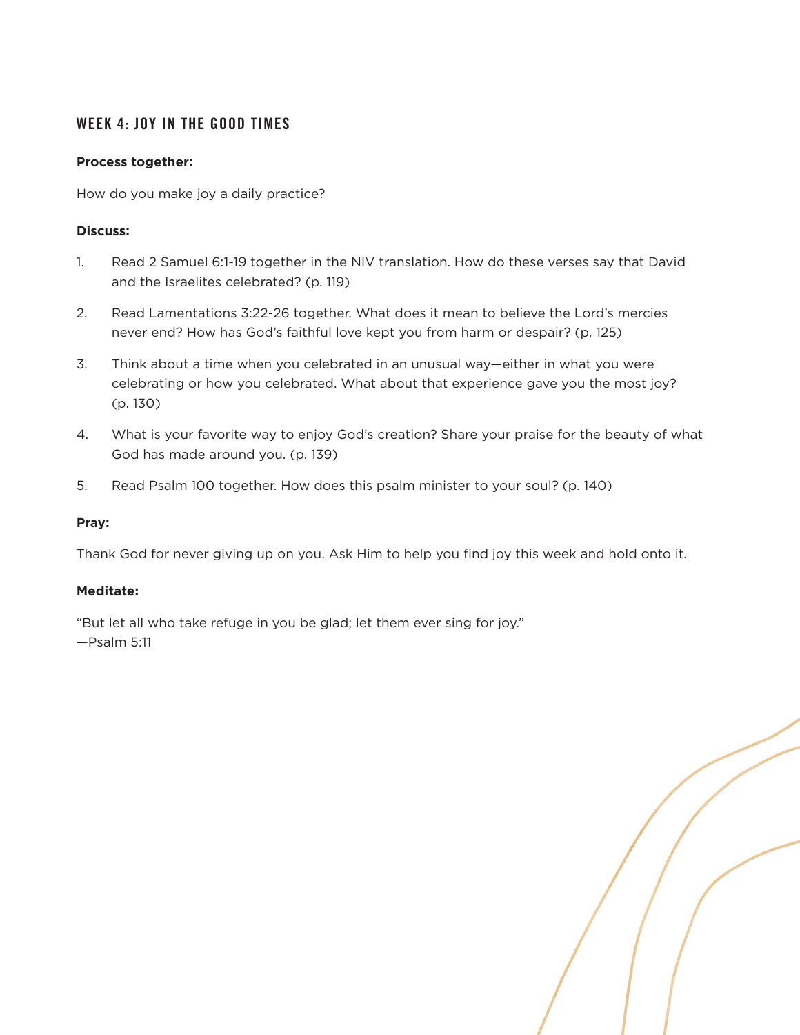## WEEK 4: JOY IN THE GOOD TIMES

**Process together:**

How do you make joy a daily practice?

**Discuss:**

1. Read 2 Samuel 6:1-19 together in the NIV translation. How do these verses say that David and the Israelites celebrated? (p. 119)
2. Read Lamentations 3:22-26 together. What does it mean to believe the Lord's mercies never end? How has God's faithful love kept you from harm or despair? (p. 125)
3. Think about a time when you celebrated in an unusual way—either in what you were celebrating or how you celebrated. What about that experience gave you the most joy? (p. 130)
4. What is your favorite way to enjoy God's creation? Share your praise for the beauty of what God has made around you. (p. 139)
5. Read Psalm 100 together. How does this psalm minister to your soul? (p. 140)

**Pray:**

Thank God for never giving up on you. Ask Him to help you find joy this week and hold onto it.

**Meditate:**

"But let all who take refuge in you be glad; let them ever sing for joy."
—Psalm 5:11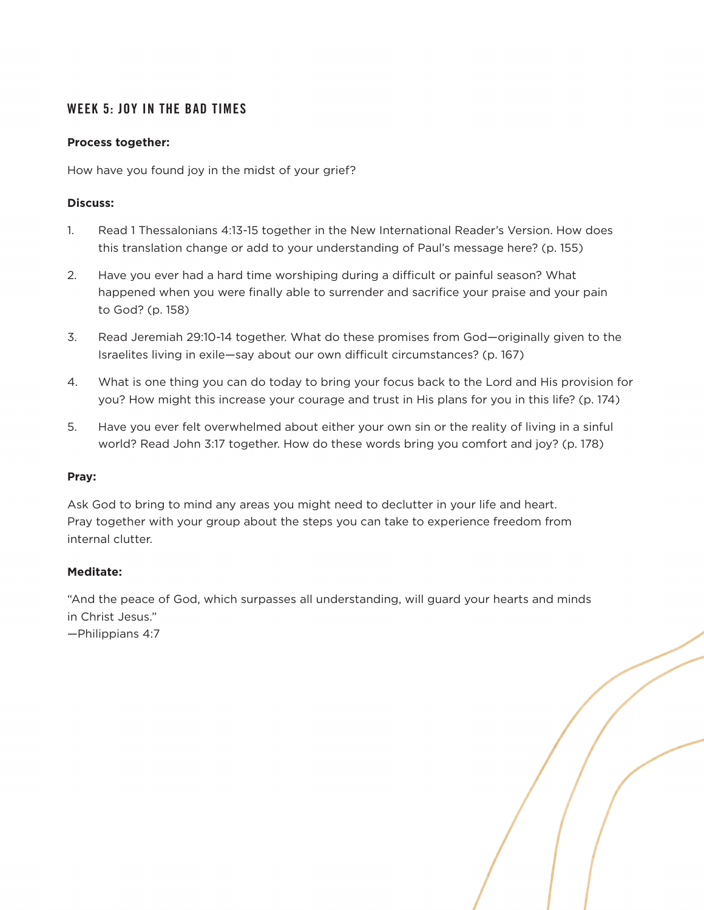## WEEK 5: JOY IN THE BAD TIMES

**Process together:**

How have you found joy in the midst of your grief?

**Discuss:**

1. Read 1 Thessalonians 4:13-15 together in the New International Reader's Version. How does this translation change or add to your understanding of Paul's message here? (p. 155)

2. Have you ever had a hard time worshiping during a difficult or painful season? What happened when you were finally able to surrender and sacrifice your praise and your pain to God? (p. 158)

3. Read Jeremiah 29:10-14 together. What do these promises from God—originally given to the Israelites living in exile—say about our own difficult circumstances? (p. 167)

4. What is one thing you can do today to bring your focus back to the Lord and His provision for you? How might this increase your courage and trust in His plans for you in this life? (p. 174)

5. Have you ever felt overwhelmed about either your own sin or the reality of living in a sinful world? Read John 3:17 together. How do these words bring you comfort and joy? (p. 178)

**Pray:**

Ask God to bring to mind any areas you might need to declutter in your life and heart. Pray together with your group about the steps you can take to experience freedom from internal clutter.

**Meditate:**

"And the peace of God, which surpasses all understanding, will guard your hearts and minds in Christ Jesus."
—Philippians 4:7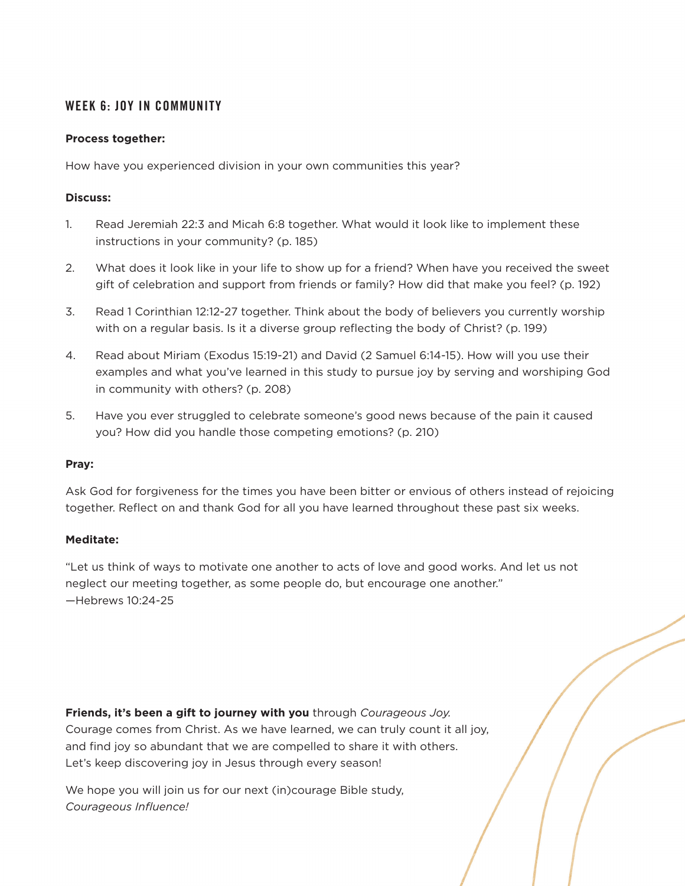## WEEK 6: JOY IN COMMUNITY

**Process together:**

How have you experienced division in your own communities this year?

**Discuss:**

1. Read Jeremiah 22:3 and Micah 6:8 together. What would it look like to implement these instructions in your community? (p. 185)
2. What does it look like in your life to show up for a friend? When have you received the sweet gift of celebration and support from friends or family? How did that make you feel? (p. 192)
3. Read 1 Corinthian 12:12-27 together. Think about the body of believers you currently worship with on a regular basis. Is it a diverse group reflecting the body of Christ? (p. 199)
4. Read about Miriam (Exodus 15:19-21) and David (2 Samuel 6:14-15). How will you use their examples and what you've learned in this study to pursue joy by serving and worshiping God in community with others? (p. 208)
5. Have you ever struggled to celebrate someone's good news because of the pain it caused you? How did you handle those competing emotions? (p. 210)

**Pray:**

Ask God for forgiveness for the times you have been bitter or envious of others instead of rejoicing together. Reflect on and thank God for all you have learned throughout these past six weeks.

**Meditate:**

"Let us think of ways to motivate one another to acts of love and good works. And let us not neglect our meeting together, as some people do, but encourage one another."
—Hebrews 10:24-25

**Friends, it's been a gift to journey with you** through *Courageous Joy.* Courage comes from Christ. As we have learned, we can truly count it all joy, and find joy so abundant that we are compelled to share it with others. Let's keep discovering joy in Jesus through every season!

We hope you will join us for our next (in)courage Bible study, *Courageous Influence!*